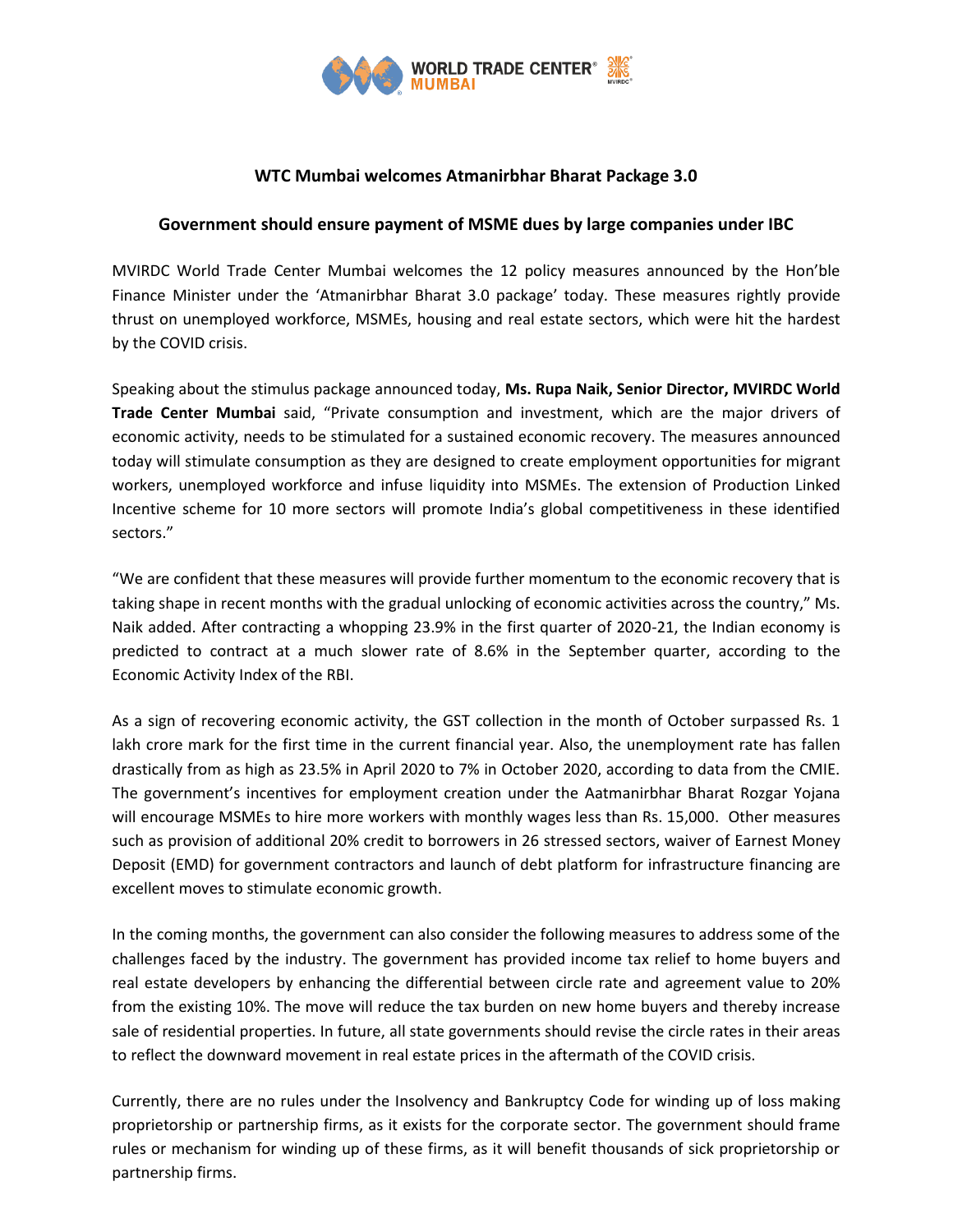## WTC Mumbai welcomes Atmanirbhar Bharat Package 3.0

### Government should ensure payment of MSME dues by large companies under IBC

MVIRDC World Trade Center Mumbai welcomes the 12 policy measures announced by the Hon'ble Finance Minister under the 'Atmanirbhar Bharat 3.0 package' today. These measures rightly provide thrust on unemployed workforce, MSMEs, housing and real estate sectors, which were hit the hardest by the COVID crisis.

Speaking about the stimulus package announced today, **Ms. Rupa Naik, Senior Director, MVIRDC World Trade Center Mumbai** said, "Private consumption and investment, which are the major drivers of economic activity, needs to be stimulated for a sustained economic recovery. The measures announced today will stimulate consumption as they are designed to create employment opportunities for migrant workers, unemployed workforce and infuse liquidity into MSMEs. The extension of Production Linked Incentive scheme for 10 more sectors will promote India's global competitiveness in these identified sectors."

"We are confident that these measures will provide further momentum to the economic recovery that is taking shape in recent months with the gradual unlocking of economic activities across the country," Ms. Naik added. After contracting a whopping 23.9% in the first quarter of 2020-21, the Indian economy is predicted to contract at a much slower rate of 8.6% in the September quarter, according to the Economic Activity Index of the RBI.

As a sign of recovering economic activity, the GST collection in the month of October surpassed Rs. 1 lakh crore mark for the first time in the current financial year. Also, the unemployment rate has fallen drastically from as high as 23.5% in April 2020 to 7% in October 2020, according to data from the CMIE. The government's incentives for employment creation under the Aatmanirbhar Bharat Rozgar Yojana will encourage MSMEs to hire more workers with monthly wages less than Rs. 15,000. Other measures such as provision of additional 20% credit to borrowers in 26 stressed sectors, waiver of Earnest Money Deposit (EMD) for government contractors and launch of debt platform for infrastructure financing are excellent moves to stimulate economic growth.

In the coming months, the government can also consider the following measures to address some of the challenges faced by the industry. The government has provided income tax relief to home buyers and real estate developers by enhancing the differential between circle rate and agreement value to 20% from the existing 10%. The move will reduce the tax burden on new home buyers and thereby increase sale of residential properties. In future, all state governments should revise the circle rates in their areas to reflect the downward movement in real estate prices in the aftermath of the COVID crisis.

Currently, there are no rules under the Insolvency and Bankruptcy Code for winding up of loss making proprietorship or partnership firms, as it exists for the corporate sector. The government should frame rules or mechanism for winding up of these firms, as it will benefit thousands of sick proprietorship or partnership firms.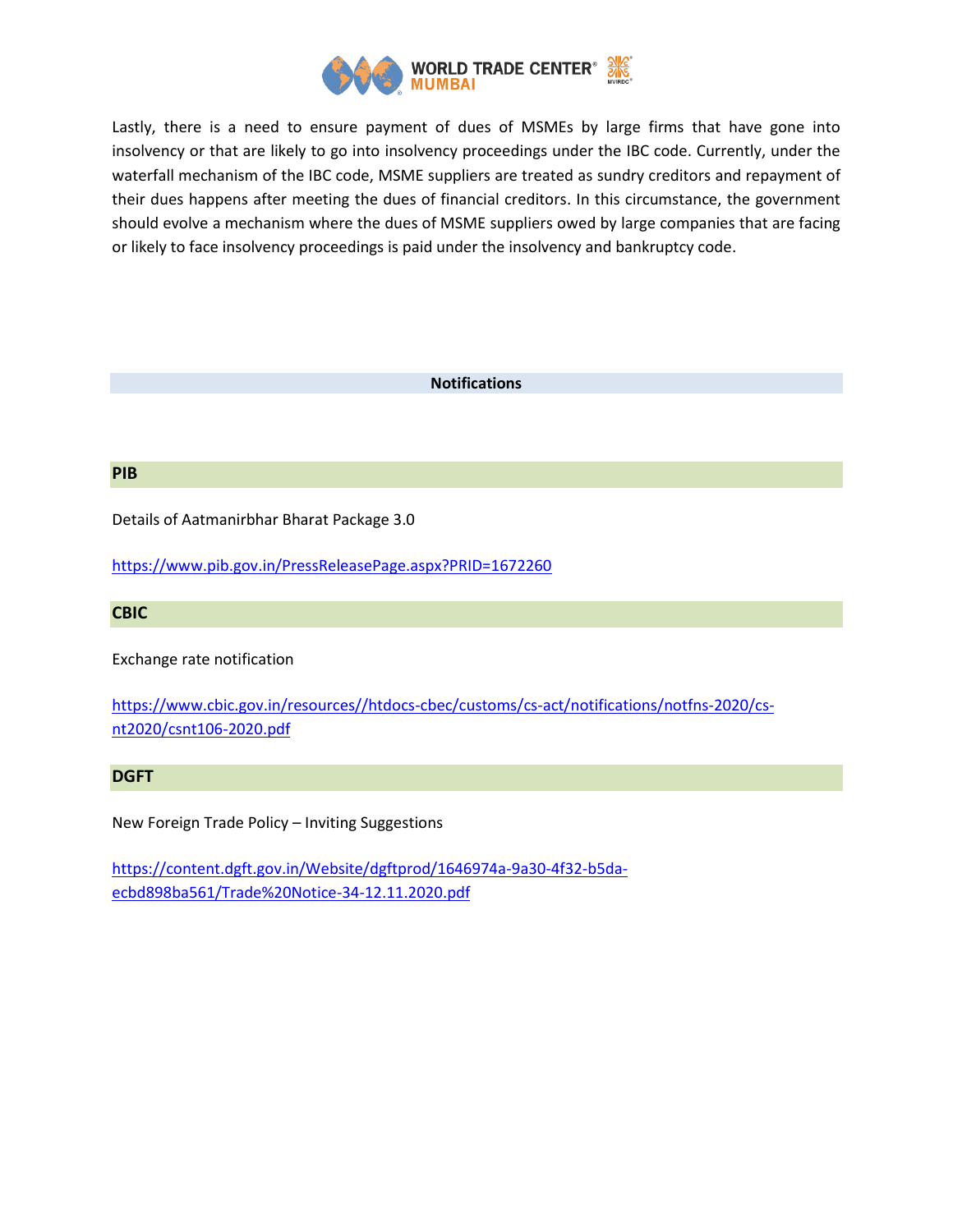Lastly, there is a need to ensure payment of dues of MSMEs by large firms that have gone into insolvency or that are likely to go into insolvency proceedings under the IBC code. Currently, under the waterfall mechanism of the IBC code, MSME suppliers are treated as sundry creditors and repayment of their dues happens after meeting the dues of financial creditors. In this circumstance, the government should evolve a mechanism where the dues of MSME suppliers owed by large companies that are facing or likely to face insolvency proceedings is paid under the insolvency and bankruptcy code.

## Notifications

### PIB

Details of Aatmanirbhar Bharat Package 3.0

https://www.pib.gov.in/PressReleasePage.aspx?PRID=1672260

### CBIC

Exchange rate notification

https://www.cbic.gov.in/resources//htdocs-cbec/customs/cs-act/notifications/notfns-2020/cs-nt2020/csnt106-2020.pdf

### DGFT

New Foreign Trade Policy – Inviting Suggestions

https://content.dgft.gov.in/Website/dgftprod/1646974a-9a30-4f32-b5da-ecbd898ba561/Trade%20Notice-34-12.11.2020.pdf